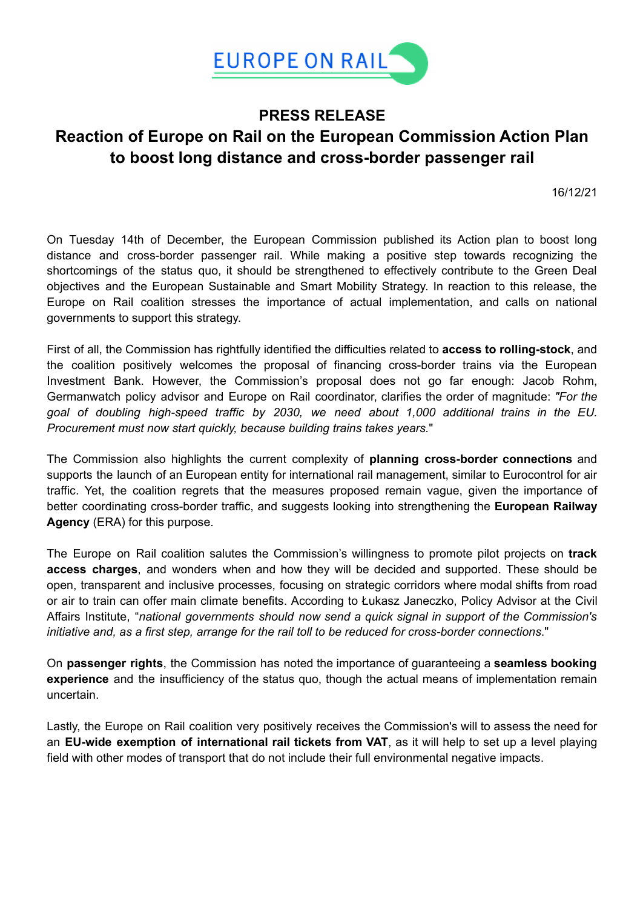EUROPE ON RAIL

# PRESS RELEASE

## Reaction of Europe on Rail on the European Commission Action Plan to boost long distance and cross-border passenger rail

16/12/21

On Tuesday 14th of December, the European Commission published its Action plan to boost long distance and cross-border passenger rail. While making a positive step towards recognizing the shortcomings of the status quo, it should be strengthened to effectively contribute to the Green Deal objectives and the European Sustainable and Smart Mobility Strategy. In reaction to this release, the Europe on Rail coalition stresses the importance of actual implementation, and calls on national governments to support this strategy.

First of all, the Commission has rightfully identified the difficulties related to **access to rolling-stock**, and the coalition positively welcomes the proposal of financing cross-border trains via the European Investment Bank. However, the Commission's proposal does not go far enough: Jacob Rohm, Germanwatch policy advisor and Europe on Rail coordinator, clarifies the order of magnitude: *"For the goal of doubling high-speed traffic by 2030, we need about 1,000 additional trains in the EU. Procurement must now start quickly, because building trains takes years.*"

The Commission also highlights the current complexity of **planning cross-border connections** and supports the launch of an European entity for international rail management, similar to Eurocontrol for air traffic. Yet, the coalition regrets that the measures proposed remain vague, given the importance of better coordinating cross-border traffic, and suggests looking into strengthening the **European Railway Agency** (ERA) for this purpose.

The Europe on Rail coalition salutes the Commission's willingness to promote pilot projects on **track access charges**, and wonders when and how they will be decided and supported. These should be open, transparent and inclusive processes, focusing on strategic corridors where modal shifts from road or air to train can offer main climate benefits. According to Łukasz Janeczko, Policy Advisor at the Civil Affairs Institute, "*national governments should now send a quick signal in support of the Commission's initiative and, as a first step, arrange for the rail toll to be reduced for cross-border connections*."

On **passenger rights**, the Commission has noted the importance of guaranteeing a **seamless booking experience** and the insufficiency of the status quo, though the actual means of implementation remain uncertain.

Lastly, the Europe on Rail coalition very positively receives the Commission's will to assess the need for an **EU-wide exemption of international rail tickets from VAT**, as it will help to set up a level playing field with other modes of transport that do not include their full environmental negative impacts.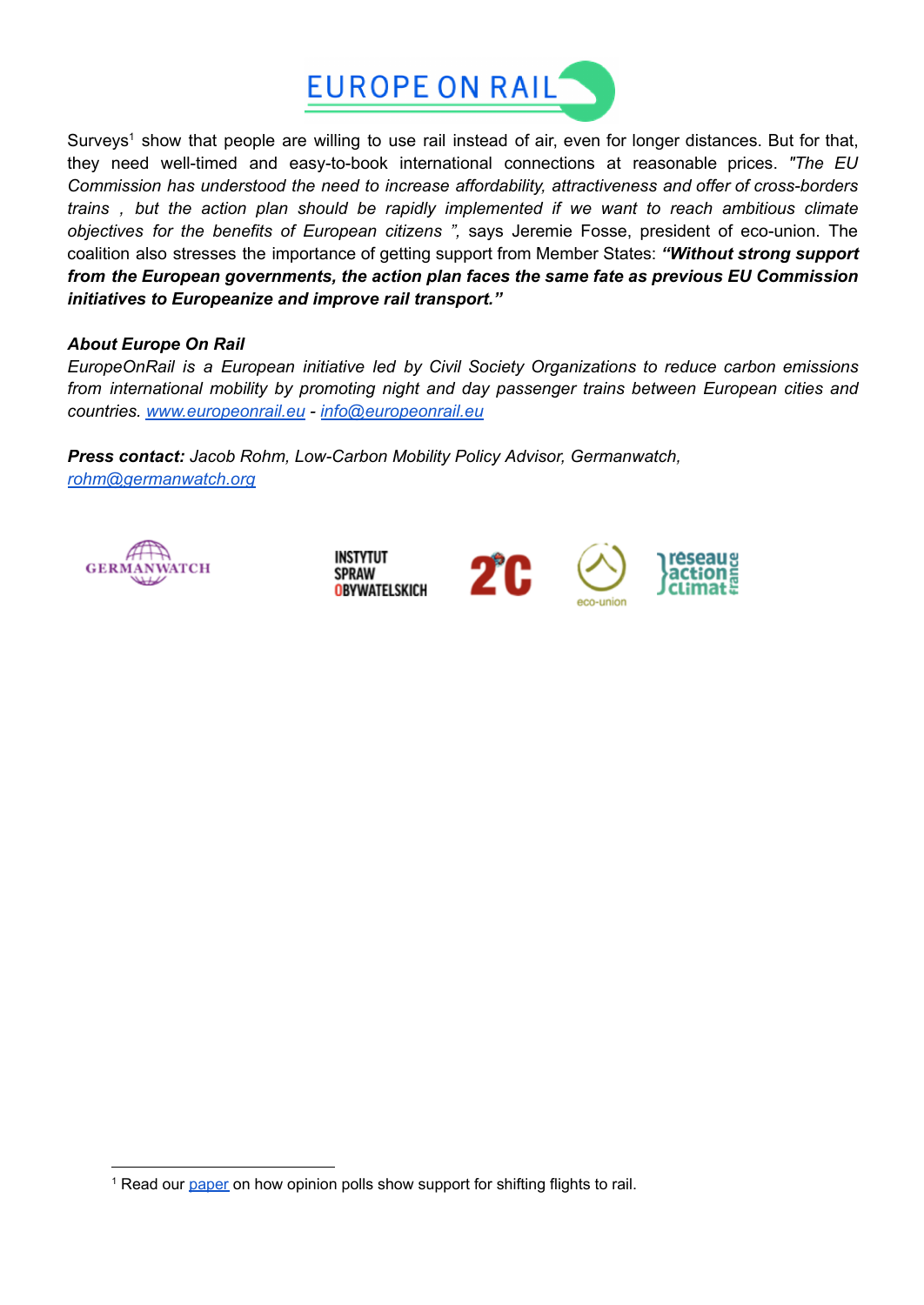Surveys[1] show that people are willing to use rail instead of air, even for longer distances. But for that, they need well-timed and easy-to-book international connections at reasonable prices. *"The EU Commission has understood the need to increase affordability, attractiveness and offer of cross-borders trains , but the action plan should be rapidly implemented if we want to reach ambitious climate objectives for the benefits of European citizens ",* says Jeremie Fosse, president of eco-union. The coalition also stresses the importance of getting support from Member States: ***"Without strong support from the European governments, the action plan faces the same fate as previous EU Commission initiatives to Europeanize and improve rail transport."***

***About Europe On Rail***

*EuropeOnRail is a European initiative led by Civil Society Organizations to reduce carbon emissions from international mobility by promoting night and day passenger trains between European cities and countries. [www.europeonrail.eu](www.europeonrail.eu) - [info@europeonrail.eu](mailto:info@europeonrail.eu)*

***Press contact:*** *Jacob Rohm, Low-Carbon Mobility Policy Advisor, Germanwatch, [rohm@germanwatch.org](mailto:rohm@germanwatch.org)*

[1] Read our paper on how opinion polls show support for shifting flights to rail.